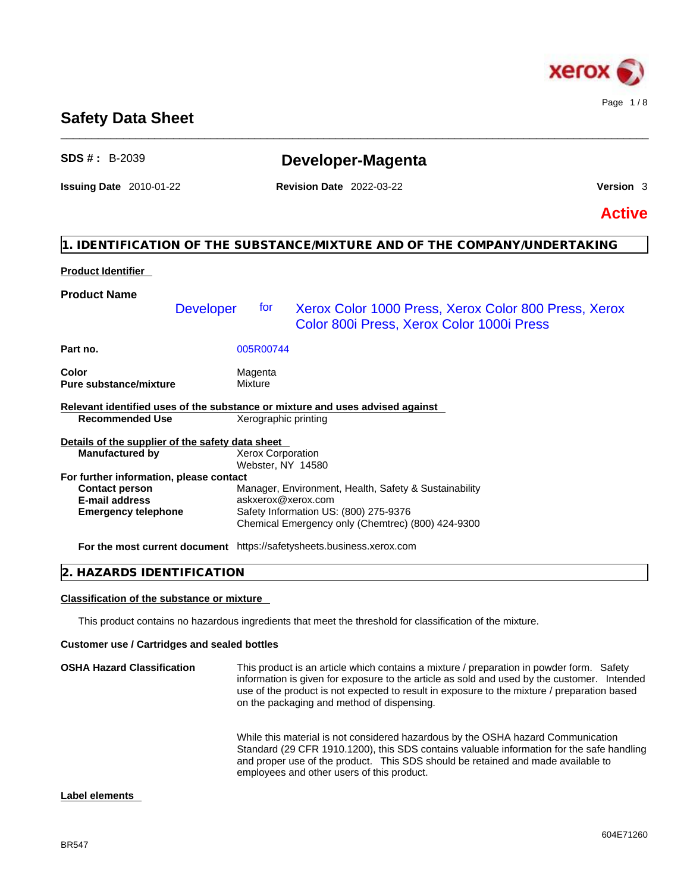# Safety Data Sheet

**SDS # :** B-2039

## Developer-Magenta

**Issuing Date** 2010-01-22 **Revision Date** 2022-03-22 **Version** 3

**Active**

## 1. IDENTIFICATION OF THE SUBSTANCE/MIXTURE AND OF THE COMPANY/UNDERTAKING

**Product Identifier**

**Product Name**

Developer for Xerox Color 1000 Press, Xerox Color 800 Press, Xerox Color 800i Press, Xerox Color 1000i Press

| | |
|---|---|
| **Part no.** | 005R00744 |
| **Color** | Magenta |
| **Pure substance/mixture** | Mixture |

**Relevant identified uses of the substance or mixture and uses advised against**

| | |
|---|---|
| **Recommended Use** | Xerographic printing |

**Details of the supplier of the safety data sheet**

| | |
|---|---|
| **Manufactured by** | Xerox Corporation<br>Webster, NY 14580 |

**For further information, please contact**

| | |
|---|---|
| **Contact person** | Manager, Environment, Health, Safety & Sustainability |
| **E-mail address** | askxerox@xerox.com |
| **Emergency telephone** | Safety Information US: (800) 275-9376<br>Chemical Emergency only (Chemtrec) (800) 424-9300 |
| **For the most current document** | https://safetysheets.business.xerox.com |

## 2. HAZARDS IDENTIFICATION

**Classification of the substance or mixture**

This product contains no hazardous ingredients that meet the threshold for classification of the mixture.

**Customer use / Cartridges and sealed bottles**

**OSHA Hazard Classification**

This product is an article which contains a mixture / preparation in powder form. Safety information is given for exposure to the article as sold and used by the customer. Intended use of the product is not expected to result in exposure to the mixture / preparation based on the packaging and method of dispensing.

While this material is not considered hazardous by the OSHA hazard Communication Standard (29 CFR 1910.1200), this SDS contains valuable information for the safe handling and proper use of the product. This SDS should be retained and made available to employees and other users of this product.

**Label elements**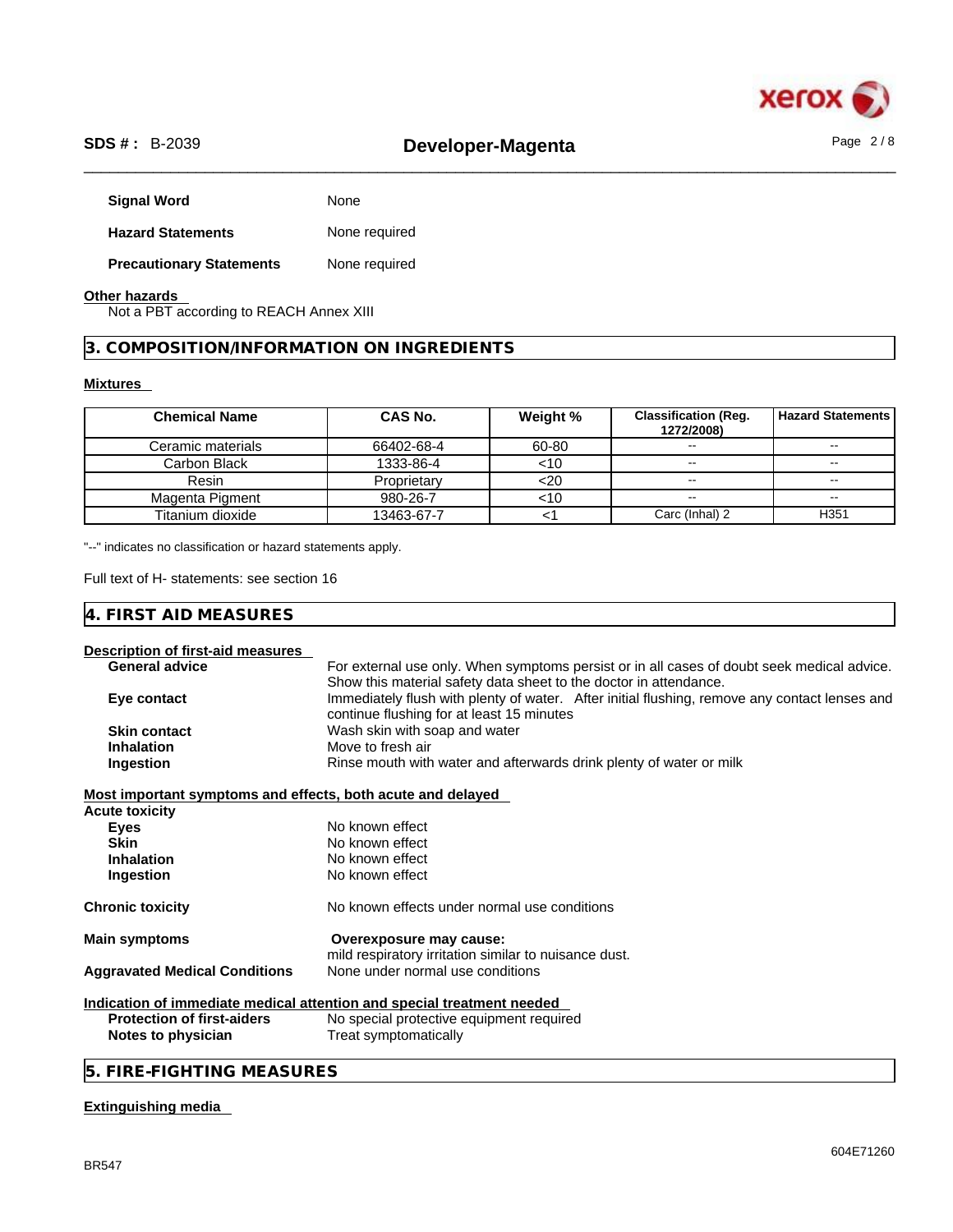**Signal Word** None

**Hazard Statements** None required

**Precautionary Statements** None required

**Other hazards**

Not a PBT according to REACH Annex XIII

## 3. COMPOSITION/INFORMATION ON INGREDIENTS

**Mixtures**

| Chemical Name | CAS No. | Weight % | Classification (Reg. 1272/2008) | Hazard Statements |
|---|---|---|---|---|
| Ceramic materials | 66402-68-4 | 60-80 | -- | -- |
| Carbon Black | 1333-86-4 | <10 | -- | -- |
| Resin | Proprietary | <20 | -- | -- |
| Magenta Pigment | 980-26-7 | <10 | -- | -- |
| Titanium dioxide | 13463-67-7 | <1 | Carc (Inhal) 2 | H351 |

"--" indicates no classification or hazard statements apply.

Full text of H- statements: see section 16

## 4. FIRST AID MEASURES

**Description of first-aid measures**

**General advice** For external use only. When symptoms persist or in all cases of doubt seek medical advice. Show this material safety data sheet to the doctor in attendance.

**Eye contact** Immediately flush with plenty of water. After initial flushing, remove any contact lenses and continue flushing for at least 15 minutes

**Skin contact** Wash skin with soap and water

**Inhalation** Move to fresh air

**Ingestion** Rinse mouth with water and afterwards drink plenty of water or milk

**Most important symptoms and effects, both acute and delayed**

**Acute toxicity**

**Eyes** No known effect

**Skin** No known effect

**Inhalation** No known effect

**Ingestion** No known effect

**Chronic toxicity** No known effects under normal use conditions

**Main symptoms** **Overexposure may cause:**
mild respiratory irritation similar to nuisance dust.

**Aggravated Medical Conditions** None under normal use conditions

**Indication of immediate medical attention and special treatment needed**

**Protection of first-aiders** No special protective equipment required

**Notes to physician** Treat symptomatically

## 5. FIRE-FIGHTING MEASURES

**Extinguishing media**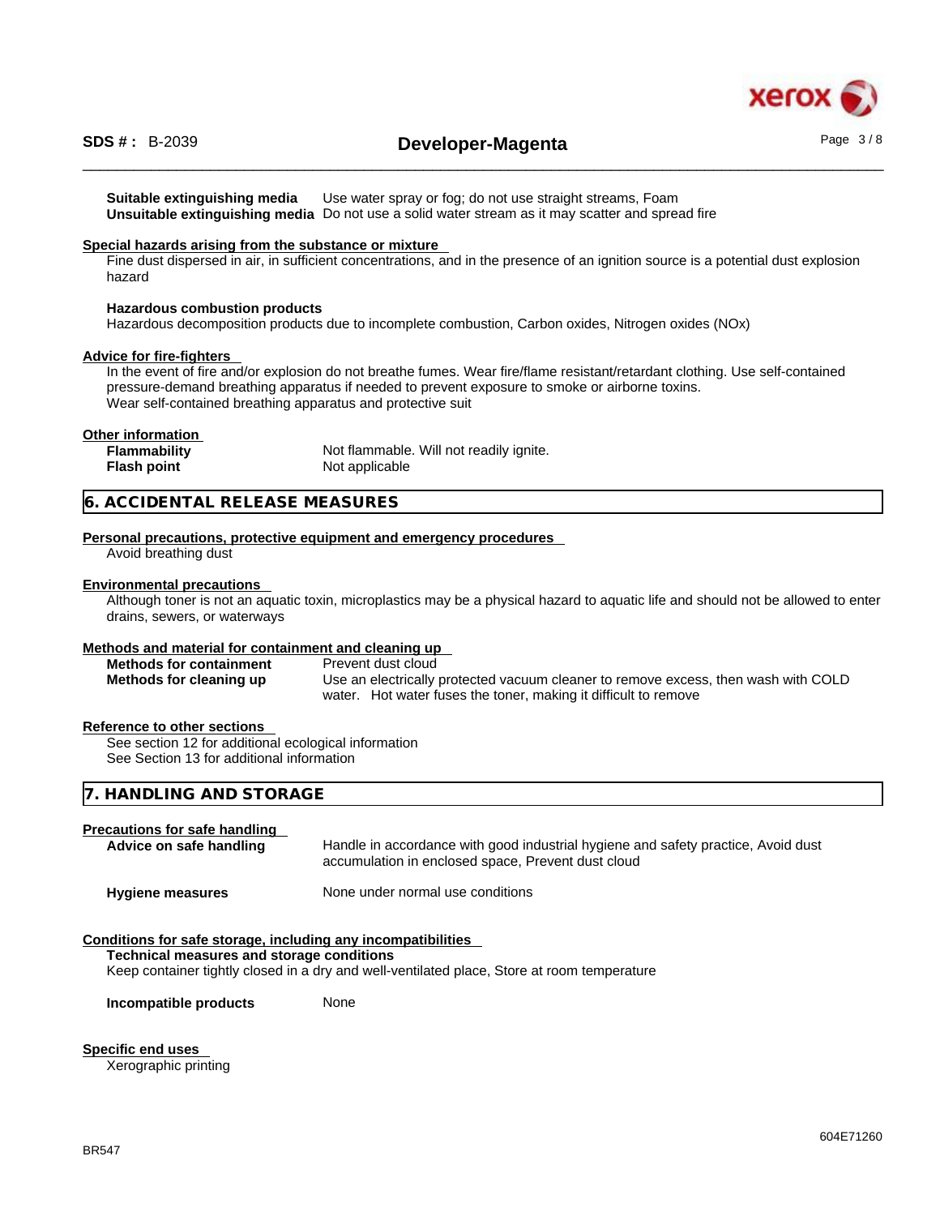| | |
|---|---|
| **Suitable extinguishing media** | Use water spray or fog; do not use straight streams, Foam |
| **Unsuitable extinguishing media** | Do not use a solid water stream as it may scatter and spread fire |

**Special hazards arising from the substance or mixture**

Fine dust dispersed in air, in sufficient concentrations, and in the presence of an ignition source is a potential dust explosion hazard

**Hazardous combustion products**

Hazardous decomposition products due to incomplete combustion, Carbon oxides, Nitrogen oxides (NOx)

**Advice for fire-fighters**

In the event of fire and/or explosion do not breathe fumes. Wear fire/flame resistant/retardant clothing. Use self-contained pressure-demand breathing apparatus if needed to prevent exposure to smoke or airborne toxins.
Wear self-contained breathing apparatus and protective suit

**Other information**

| | |
|---|---|
| **Flammability** | Not flammable. Will not readily ignite. |
| **Flash point** | Not applicable |

## 6. ACCIDENTAL RELEASE MEASURES

**Personal precautions, protective equipment and emergency procedures**

Avoid breathing dust

**Environmental precautions**

Although toner is not an aquatic toxin, microplastics may be a physical hazard to aquatic life and should not be allowed to enter drains, sewers, or waterways

**Methods and material for containment and cleaning up**

| | |
|---|---|
| **Methods for containment** | Prevent dust cloud |
| **Methods for cleaning up** | Use an electrically protected vacuum cleaner to remove excess, then wash with COLD water. Hot water fuses the toner, making it difficult to remove |

**Reference to other sections**

See section 12 for additional ecological information
See Section 13 for additional information

## 7. HANDLING AND STORAGE

**Precautions for safe handling**

| | |
|---|---|
| **Advice on safe handling** | Handle in accordance with good industrial hygiene and safety practice, Avoid dust accumulation in enclosed space, Prevent dust cloud |
| **Hygiene measures** | None under normal use conditions |

**Conditions for safe storage, including any incompatibilities**

**Technical measures and storage conditions**

Keep container tightly closed in a dry and well-ventilated place, Store at room temperature

| | |
|---|---|
| **Incompatible products** | None |

**Specific end uses**

Xerographic printing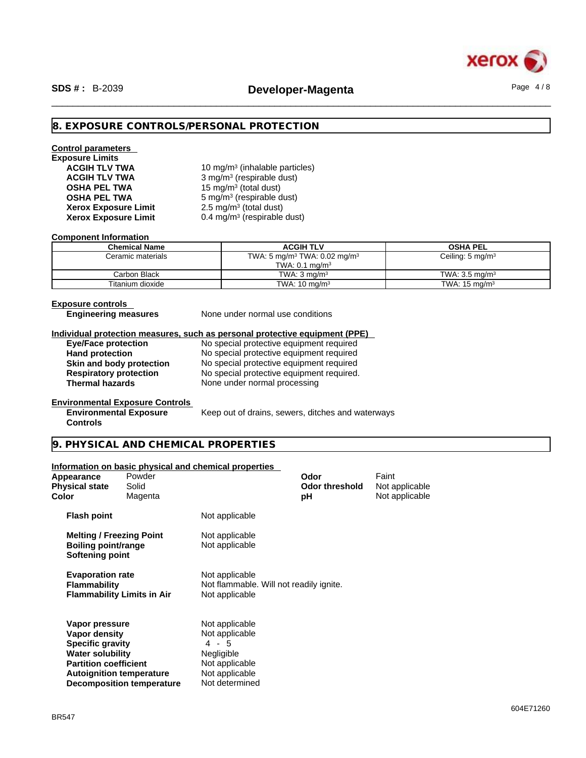## 8. EXPOSURE CONTROLS/PERSONAL PROTECTION

**Control parameters**

**Exposure Limits**

| | |
|---|---|
| **ACGIH TLV TWA** | 10 mg/m³ (inhalable particles) |
| **ACGIH TLV TWA** | 3 mg/m³ (respirable dust) |
| **OSHA PEL TWA** | 15 mg/m³ (total dust) |
| **OSHA PEL TWA** | 5 mg/m³ (respirable dust) |
| **Xerox Exposure Limit** | 2.5 mg/m³ (total dust) |
| **Xerox Exposure Limit** | 0.4 mg/m³ (respirable dust) |

**Component Information**

| Chemical Name | ACGIH TLV | OSHA PEL |
|---|---|---|
| Ceramic materials | TWA: 5 mg/m³ TWA: 0.02 mg/m³ TWA: 0.1 mg/m³ | Ceiling: 5 mg/m³ |
| Carbon Black | TWA: 3 mg/m³ | TWA: 3.5 mg/m³ |
| Titanium dioxide | TWA: 10 mg/m³ | TWA: 15 mg/m³ |

**Exposure controls**

**Engineering measures** None under normal use conditions

**Individual protection measures, such as personal protective equipment (PPE)**

| | |
|---|---|
| **Eye/Face protection** | No special protective equipment required |
| **Hand protection** | No special protective equipment required |
| **Skin and body protection** | No special protective equipment required |
| **Respiratory protection** | No special protective equipment required. |
| **Thermal hazards** | None under normal processing |

**Environmental Exposure Controls**

**Environmental Exposure Controls** Keep out of drains, sewers, ditches and waterways

## 9. PHYSICAL AND CHEMICAL PROPERTIES

**Information on basic physical and chemical properties**

| | | | |
|---|---|---|---|
| **Appearance** | Powder | **Odor** | Faint |
| **Physical state** | Solid | **Odor threshold** | Not applicable |
| **Color** | Magenta | **pH** | Not applicable |

| | |
|---|---|
| **Flash point** | Not applicable |
| **Melting / Freezing Point** | Not applicable |
| **Boiling point/range** | Not applicable |
| **Softening point** | |
| **Evaporation rate** | Not applicable |
| **Flammability** | Not flammable. Will not readily ignite. |
| **Flammability Limits in Air** | Not applicable |
| **Vapor pressure** | Not applicable |
| **Vapor density** | Not applicable |
| **Specific gravity** | 4 - 5 |
| **Water solubility** | Negligible |
| **Partition coefficient** | Not applicable |
| **Autoignition temperature** | Not applicable |
| **Decomposition temperature** | Not determined |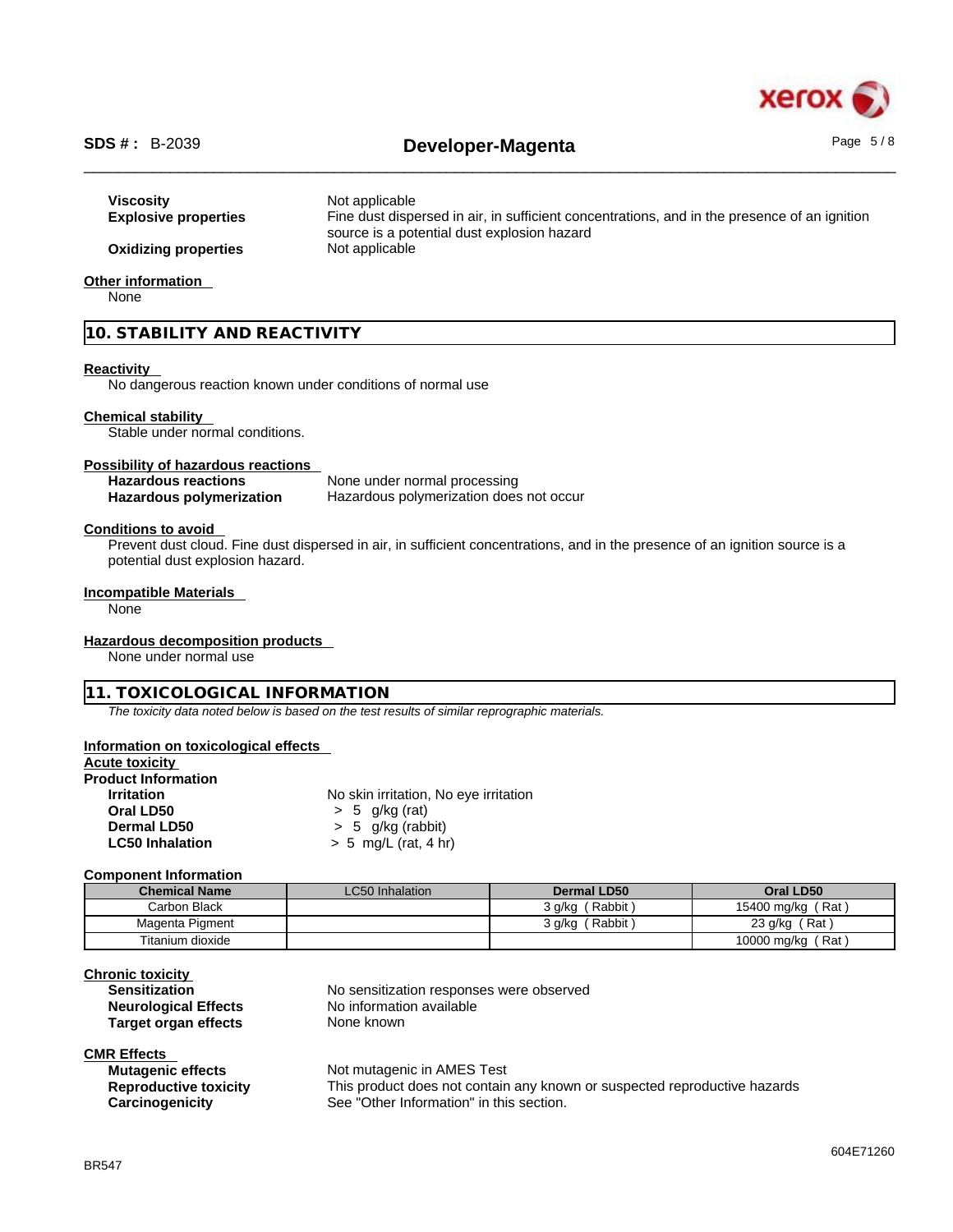**Viscosity** Not applicable

**Explosive properties** Fine dust dispersed in air, in sufficient concentrations, and in the presence of an ignition source is a potential dust explosion hazard

**Oxidizing properties** Not applicable

**Other information**

None

## 10. STABILITY AND REACTIVITY

**Reactivity**

No dangerous reaction known under conditions of normal use

**Chemical stability**

Stable under normal conditions.

**Possibility of hazardous reactions**

**Hazardous reactions** None under normal processing

**Hazardous polymerization** Hazardous polymerization does not occur

**Conditions to avoid**

Prevent dust cloud. Fine dust dispersed in air, in sufficient concentrations, and in the presence of an ignition source is a potential dust explosion hazard.

**Incompatible Materials**

None

**Hazardous decomposition products**

None under normal use

## 11. TOXICOLOGICAL INFORMATION

*The toxicity data noted below is based on the test results of similar reprographic materials.*

**Information on toxicological effects**

**Acute toxicity**

**Product Information**

**Irritation** No skin irritation, No eye irritation

**Oral LD50** > 5 g/kg (rat)

**Dermal LD50** > 5 g/kg (rabbit)

**LC50 Inhalation** > 5 mg/L (rat, 4 hr)

**Component Information**

| Chemical Name | LC50 Inhalation | Dermal LD50 | Oral LD50 |
|---|---|---|---|
| Carbon Black | | 3 g/kg ( Rabbit ) | 15400 mg/kg ( Rat ) |
| Magenta Pigment | | 3 g/kg ( Rabbit ) | 23 g/kg ( Rat ) |
| Titanium dioxide | | | 10000 mg/kg ( Rat ) |

**Chronic toxicity**

**Sensitization** No sensitization responses were observed

**Neurological Effects** No information available

**Target organ effects** None known

**CMR Effects**

**Mutagenic effects** Not mutagenic in AMES Test

**Reproductive toxicity** This product does not contain any known or suspected reproductive hazards

**Carcinogenicity** See "Other Information" in this section.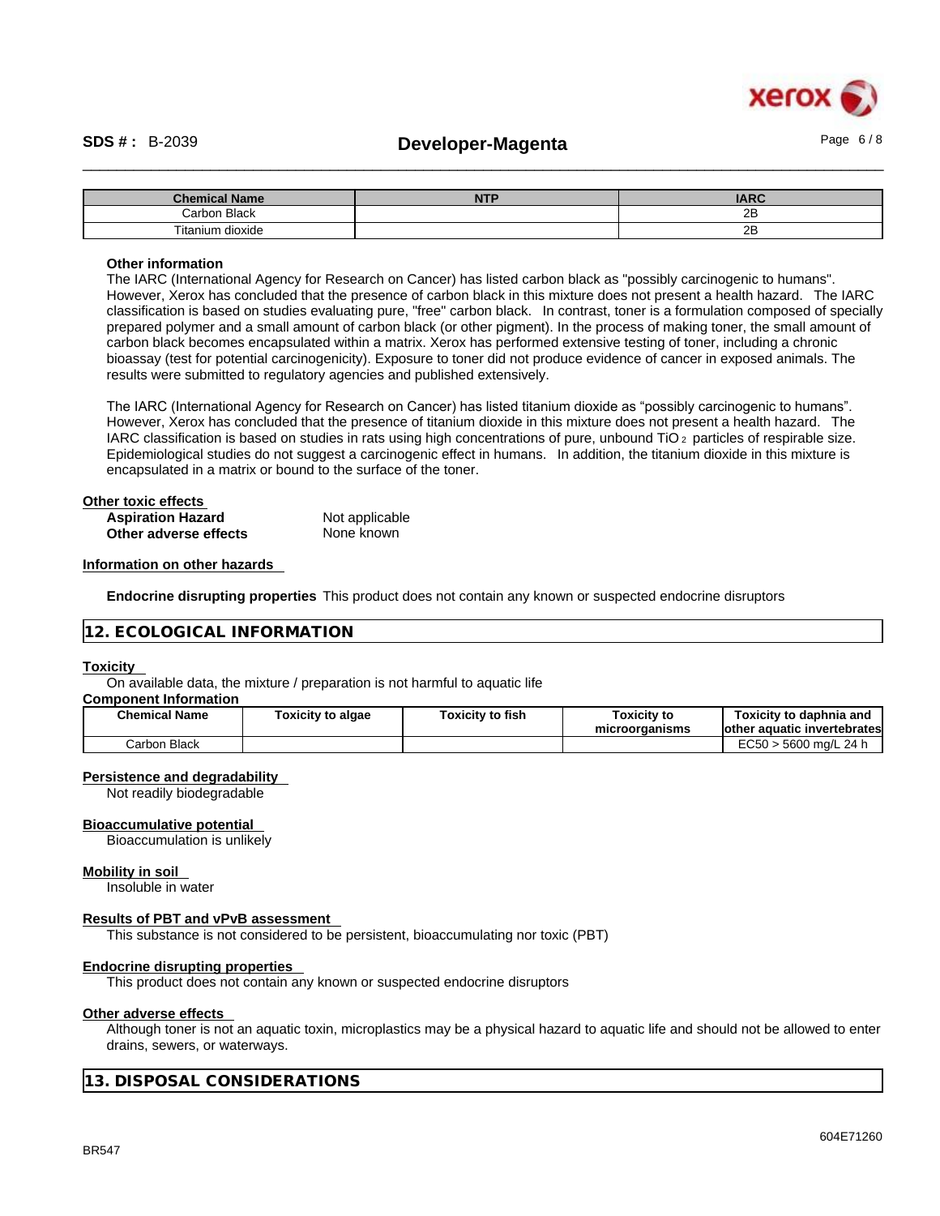| Chemical Name | NTP | IARC |
|---|---|---|
| Carbon Black | | 2B |
| Titanium dioxide | | 2B |

**Other information**

The IARC (International Agency for Research on Cancer) has listed carbon black as "possibly carcinogenic to humans". However, Xerox has concluded that the presence of carbon black in this mixture does not present a health hazard. The IARC classification is based on studies evaluating pure, "free" carbon black. In contrast, toner is a formulation composed of specially prepared polymer and a small amount of carbon black (or other pigment). In the process of making toner, the small amount of carbon black becomes encapsulated within a matrix. Xerox has performed extensive testing of toner, including a chronic bioassay (test for potential carcinogenicity). Exposure to toner did not produce evidence of cancer in exposed animals. The results were submitted to regulatory agencies and published extensively.

The IARC (International Agency for Research on Cancer) has listed titanium dioxide as "possibly carcinogenic to humans". However, Xerox has concluded that the presence of titanium dioxide in this mixture does not present a health hazard. The IARC classification is based on studies in rats using high concentrations of pure, unbound $TiO_2$ particles of respirable size. Epidemiological studies do not suggest a carcinogenic effect in humans. In addition, the titanium dioxide in this mixture is encapsulated in a matrix or bound to the surface of the toner.

**Other toxic effects**

**Aspiration Hazard** Not applicable
**Other adverse effects** None known

**Information on other hazards**

**Endocrine disrupting properties** This product does not contain any known or suspected endocrine disruptors

## 12. ECOLOGICAL INFORMATION

**Toxicity**

On available data, the mixture / preparation is not harmful to aquatic life

**Component Information**

| Chemical Name | Toxicity to algae | Toxicity to fish | Toxicity to microorganisms | Toxicity to daphnia and other aquatic invertebrates |
|---|---|---|---|---|
| Carbon Black | | | | EC50 > 5600 mg/L 24 h |

**Persistence and degradability**

Not readily biodegradable

**Bioaccumulative potential**

Bioaccumulation is unlikely

**Mobility in soil**

Insoluble in water

**Results of PBT and vPvB assessment**

This substance is not considered to be persistent, bioaccumulating nor toxic (PBT)

**Endocrine disrupting properties**

This product does not contain any known or suspected endocrine disruptors

**Other adverse effects**

Although toner is not an aquatic toxin, microplastics may be a physical hazard to aquatic life and should not be allowed to enter drains, sewers, or waterways.

## 13. DISPOSAL CONSIDERATIONS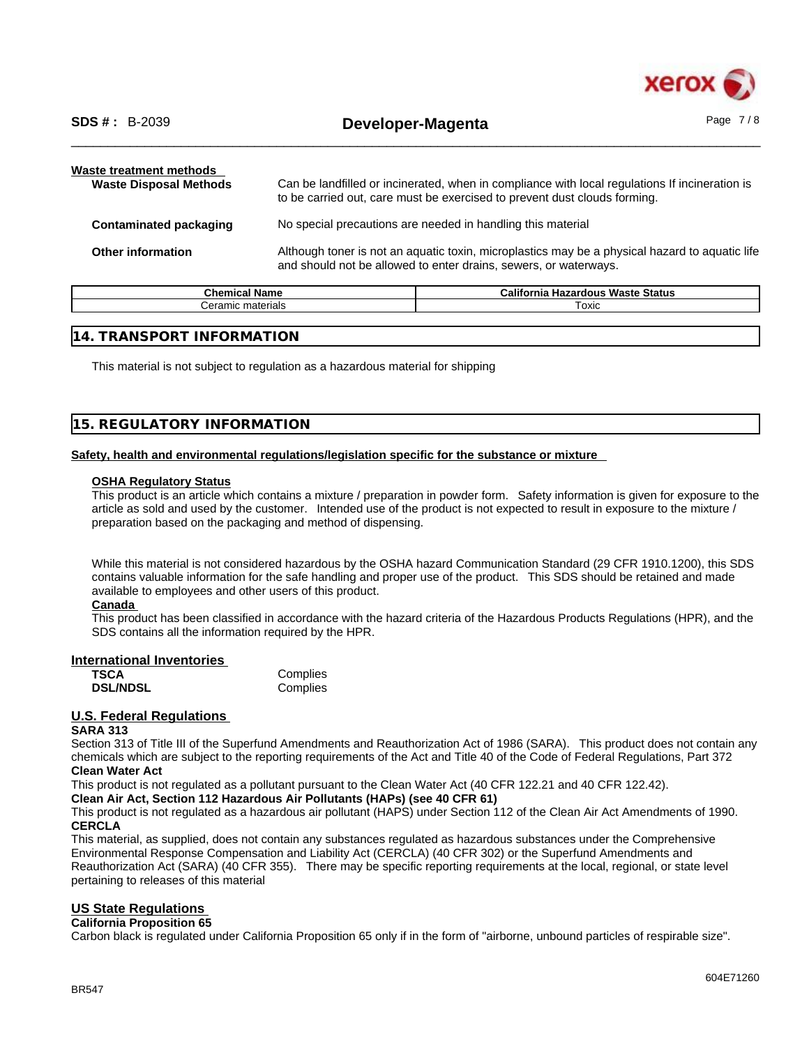**Waste treatment methods**

**Waste Disposal Methods**
Can be landfilled or incinerated, when in compliance with local regulations If incineration is to be carried out, care must be exercised to prevent dust clouds forming.

**Contaminated packaging**
No special precautions are needed in handling this material

**Other information**
Although toner is not an aquatic toxin, microplastics may be a physical hazard to aquatic life and should not be allowed to enter drains, sewers, or waterways.

| Chemical Name | California Hazardous Waste Status |
|---|---|
| Ceramic materials | Toxic |

## 14. TRANSPORT INFORMATION

This material is not subject to regulation as a hazardous material for shipping

## 15. REGULATORY INFORMATION

**Safety, health and environmental regulations/legislation specific for the substance or mixture**

**OSHA Regulatory Status**
This product is an article which contains a mixture / preparation in powder form. Safety information is given for exposure to the article as sold and used by the customer. Intended use of the product is not expected to result in exposure to the mixture / preparation based on the packaging and method of dispensing.

While this material is not considered hazardous by the OSHA hazard Communication Standard (29 CFR 1910.1200), this SDS contains valuable information for the safe handling and proper use of the product. This SDS should be retained and made available to employees and other users of this product.

**Canada**
This product has been classified in accordance with the hazard criteria of the Hazardous Products Regulations (HPR), and the SDS contains all the information required by the HPR.

**International Inventories**

| | |
|---|---|
| **TSCA** | Complies |
| **DSL/NDSL** | Complies |

**U.S. Federal Regulations**

**SARA 313**
Section 313 of Title III of the Superfund Amendments and Reauthorization Act of 1986 (SARA). This product does not contain any chemicals which are subject to the reporting requirements of the Act and Title 40 of the Code of Federal Regulations, Part 372

**Clean Water Act**
This product is not regulated as a pollutant pursuant to the Clean Water Act (40 CFR 122.21 and 40 CFR 122.42).

**Clean Air Act, Section 112 Hazardous Air Pollutants (HAPs) (see 40 CFR 61)**
This product is not regulated as a hazardous air pollutant (HAPS) under Section 112 of the Clean Air Act Amendments of 1990.

**CERCLA**
This material, as supplied, does not contain any substances regulated as hazardous substances under the Comprehensive Environmental Response Compensation and Liability Act (CERCLA) (40 CFR 302) or the Superfund Amendments and Reauthorization Act (SARA) (40 CFR 355). There may be specific reporting requirements at the local, regional, or state level pertaining to releases of this material

**US State Regulations**

**California Proposition 65**
Carbon black is regulated under California Proposition 65 only if in the form of "airborne, unbound particles of respirable size".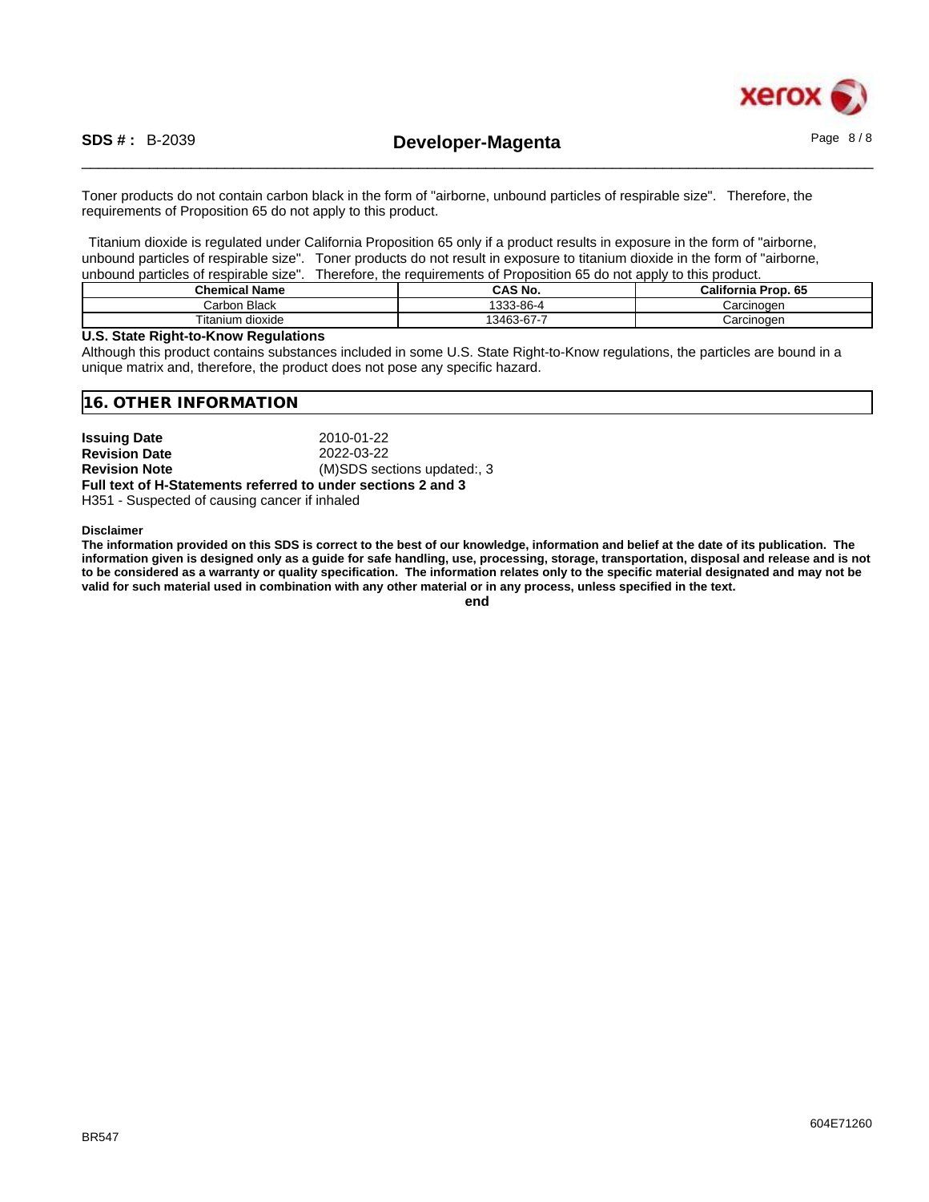Toner products do not contain carbon black in the form of "airborne, unbound particles of respirable size". Therefore, the requirements of Proposition 65 do not apply to this product.

Titanium dioxide is regulated under California Proposition 65 only if a product results in exposure in the form of "airborne, unbound particles of respirable size". Toner products do not result in exposure to titanium dioxide in the form of "airborne, unbound particles of respirable size". Therefore, the requirements of Proposition 65 do not apply to this product.

| Chemical Name | CAS No. | California Prop. 65 |
|---|---|---|
| Carbon Black | 1333-86-4 | Carcinogen |
| Titanium dioxide | 13463-67-7 | Carcinogen |

**U.S. State Right-to-Know Regulations**

Although this product contains substances included in some U.S. State Right-to-Know regulations, the particles are bound in a unique matrix and, therefore, the product does not pose any specific hazard.

## 16. OTHER INFORMATION

**Issuing Date** 2010-01-22
**Revision Date** 2022-03-22
**Revision Note** (M)SDS sections updated:, 3

**Full text of H-Statements referred to under sections 2 and 3**

H351 - Suspected of causing cancer if inhaled

**Disclaimer**

**The information provided on this SDS is correct to the best of our knowledge, information and belief at the date of its publication. The information given is designed only as a guide for safe handling, use, processing, storage, transportation, disposal and release and is not to be considered as a warranty or quality specification. The information relates only to the specific material designated and may not be valid for such material used in combination with any other material or in any process, unless specified in the text.**

**end**